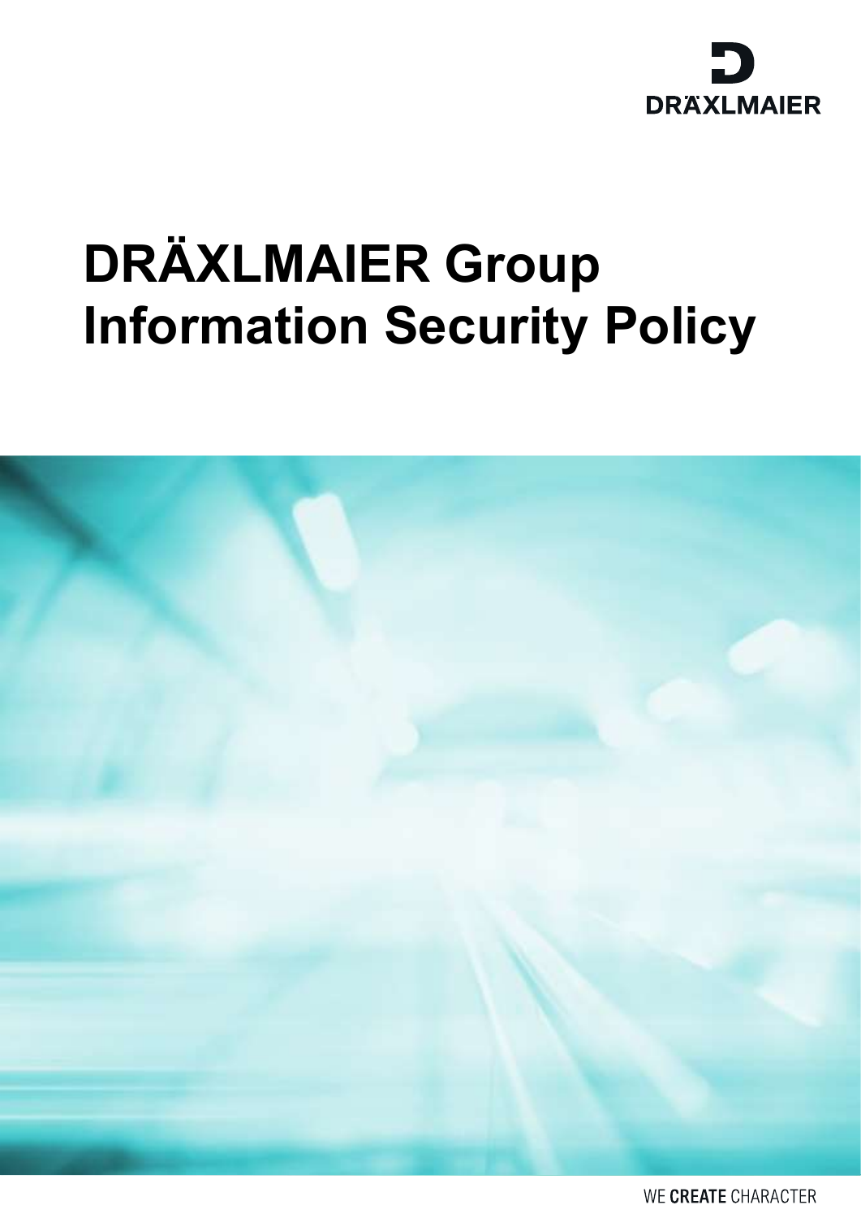DRÄXLMAIER

# DRÄXLMAIER Group Information Security Policy

WE CREATE CHARACTER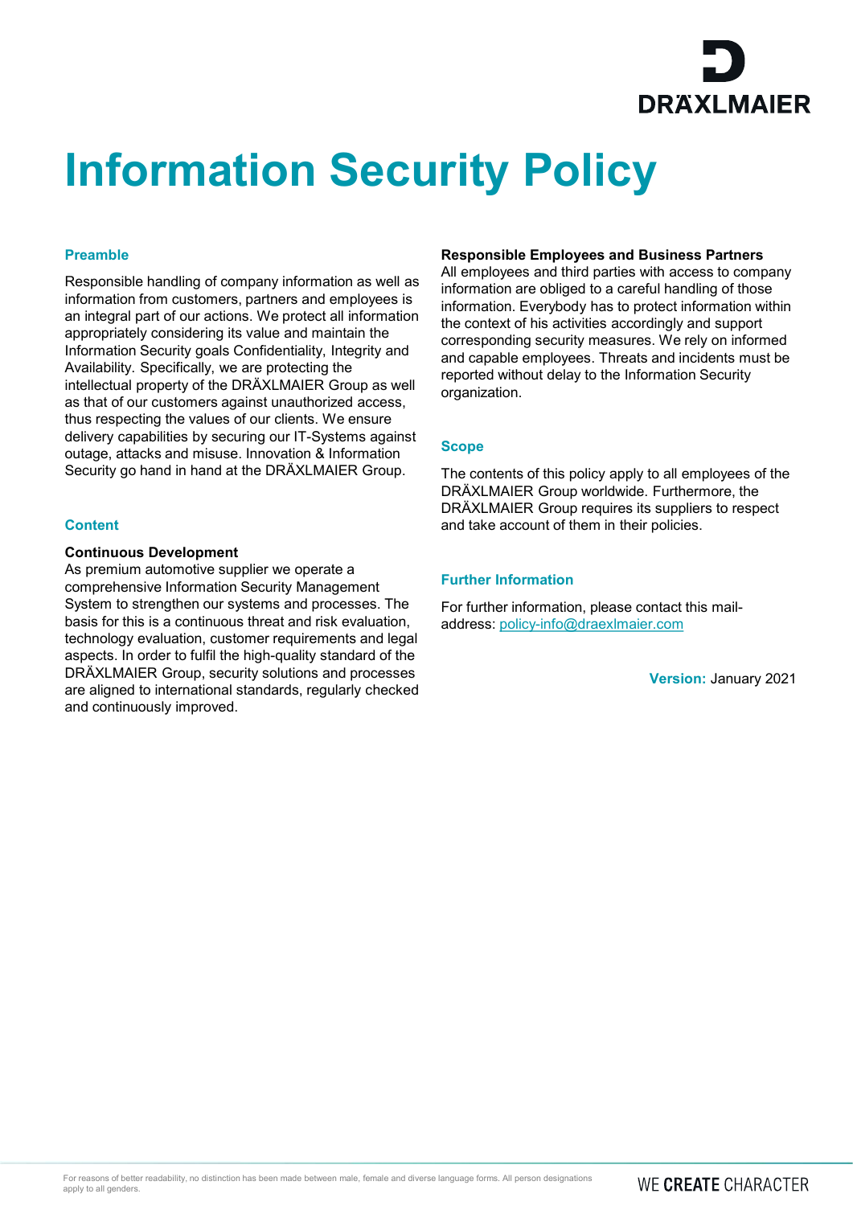# Information Security Policy

## Preamble

Responsible handling of company information as well as information from customers, partners and employees is an integral part of our actions. We protect all information appropriately considering its value and maintain the Information Security goals Confidentiality, Integrity and Availability. Specifically, we are protecting the intellectual property of the DRÄXLMAIER Group as well as that of our customers against unauthorized access, thus respecting the values of our clients. We ensure delivery capabilities by securing our IT-Systems against outage, attacks and misuse. Innovation & Information Security go hand in hand at the DRÄXLMAIER Group.

## Content

**Continuous Development**
As premium automotive supplier we operate a comprehensive Information Security Management System to strengthen our systems and processes. The basis for this is a continuous threat and risk evaluation, technology evaluation, customer requirements and legal aspects. In order to fulfil the high-quality standard of the DRÄXLMAIER Group, security solutions and processes are aligned to international standards, regularly checked and continuously improved.

**Responsible Employees and Business Partners**
All employees and third parties with access to company information are obliged to a careful handling of those information. Everybody has to protect information within the context of his activities accordingly and support corresponding security measures. We rely on informed and capable employees. Threats and incidents must be reported without delay to the Information Security organization.

## Scope

The contents of this policy apply to all employees of the DRÄXLMAIER Group worldwide. Furthermore, the DRÄXLMAIER Group requires its suppliers to respect and take account of them in their policies.

## Further Information

For further information, please contact this mail-address: policy-info@draexlmaier.com

**Version:** January 2021

For reasons of better readability, no distinction has been made between male, female and diverse language forms. All person designations apply to all genders.